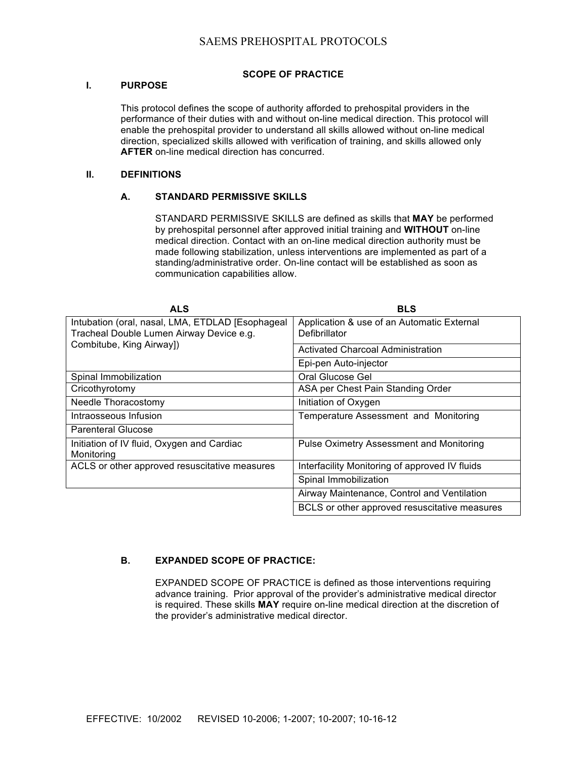# SAEMS PREHOSPITAL PROTOCOLS

## SCOPE OF PRACTICE

### I. PURPOSE

This protocol defines the scope of authority afforded to prehospital providers in the performance of their duties with and without on-line medical direction. This protocol will enable the prehospital provider to understand all skills allowed without on-line medical direction, specialized skills allowed with verification of training, and skills allowed only **AFTER** on-line medical direction has concurred.

### II. DEFINITIONS

#### A. STANDARD PERMISSIVE SKILLS

STANDARD PERMISSIVE SKILLS are defined as skills that **MAY** be performed by prehospital personnel after approved initial training and **WITHOUT** on-line medical direction. Contact with an on-line medical direction authority must be made following stabilization, unless interventions are implemented as part of a standing/administrative order. On-line contact will be established as soon as communication capabilities allow.

| ALS | BLS |
|---|---|
| Intubation (oral, nasal, LMA, ETDLAD [Esophageal Tracheal Double Lumen Airway Device e.g. Combitube, King Airway]) | Application & use of an Automatic External Defibrillator |
| | Activated Charcoal Administration |
| | Epi-pen Auto-injector |
| Spinal Immobilization | Oral Glucose Gel |
| Cricothyrotomy | ASA per Chest Pain Standing Order |
| Needle Thoracostomy | Initiation of Oxygen |
| Intraosseous Infusion | Temperature Assessment and Monitoring |
| Parenteral Glucose | |
| Initiation of IV fluid, Oxygen and Cardiac Monitoring | Pulse Oximetry Assessment and Monitoring |
| ACLS or other approved resuscitative measures | Interfacility Monitoring of approved IV fluids |
| | Spinal Immobilization |
| | Airway Maintenance, Control and Ventilation |
| | BCLS or other approved resuscitative measures |

#### B. EXPANDED SCOPE OF PRACTICE:

EXPANDED SCOPE OF PRACTICE is defined as those interventions requiring advance training. Prior approval of the provider's administrative medical director is required. These skills **MAY** require on-line medical direction at the discretion of the provider's administrative medical director.

EFFECTIVE: 10/2002 REVISED 10-2006; 1-2007; 10-2007; 10-16-12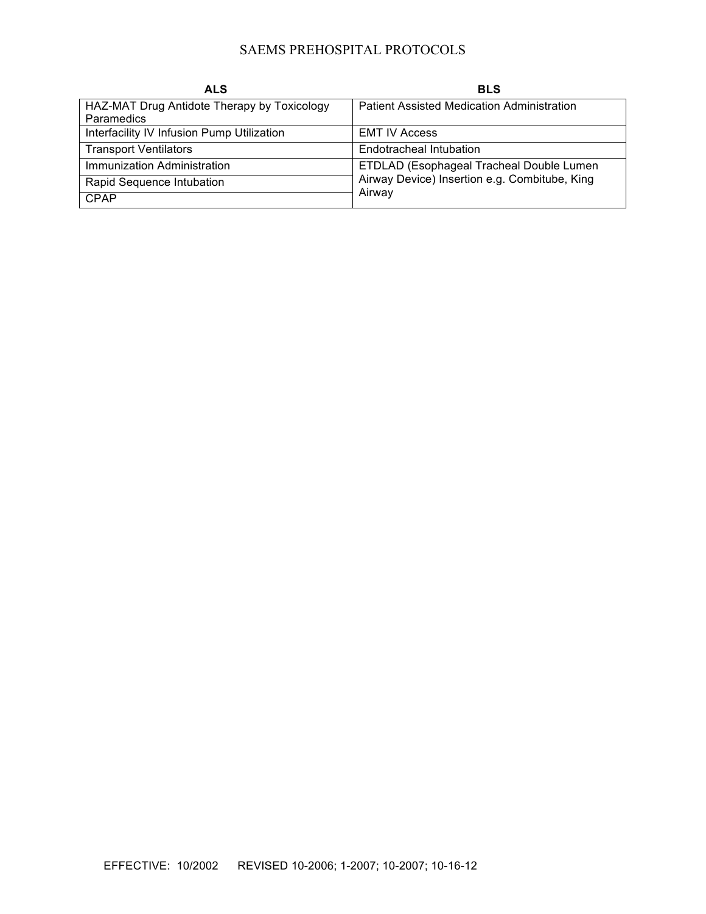| ALS | BLS |
|---|---|
| HAZ-MAT Drug Antidote Therapy by Toxicology Paramedics | Patient Assisted Medication Administration |
| Interfacility IV Infusion Pump Utilization | EMT IV Access |
| Transport Ventilators | Endotracheal Intubation |
| Immunization Administration | ETDLAD (Esophageal Tracheal Double Lumen Airway Device) Insertion e.g. Combitube, King Airway |
| Rapid Sequence Intubation | |
| CPAP | |